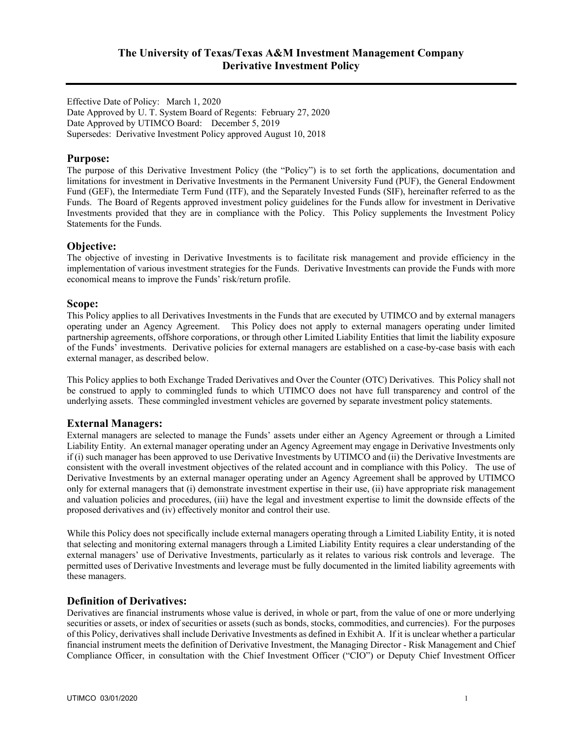# The University of Texas/Texas A&M Investment Management Company
# Derivative Investment Policy

Effective Date of Policy: March 1, 2020
Date Approved by U. T. System Board of Regents: February 27, 2020
Date Approved by UTIMCO Board: December 5, 2019
Supersedes: Derivative Investment Policy approved August 10, 2018

## Purpose:

The purpose of this Derivative Investment Policy (the "Policy") is to set forth the applications, documentation and limitations for investment in Derivative Investments in the Permanent University Fund (PUF), the General Endowment Fund (GEF), the Intermediate Term Fund (ITF), and the Separately Invested Funds (SIF), hereinafter referred to as the Funds. The Board of Regents approved investment policy guidelines for the Funds allow for investment in Derivative Investments provided that they are in compliance with the Policy. This Policy supplements the Investment Policy Statements for the Funds.

## Objective:

The objective of investing in Derivative Investments is to facilitate risk management and provide efficiency in the implementation of various investment strategies for the Funds. Derivative Investments can provide the Funds with more economical means to improve the Funds' risk/return profile.

## Scope:

This Policy applies to all Derivatives Investments in the Funds that are executed by UTIMCO and by external managers operating under an Agency Agreement. This Policy does not apply to external managers operating under limited partnership agreements, offshore corporations, or through other Limited Liability Entities that limit the liability exposure of the Funds' investments. Derivative policies for external managers are established on a case-by-case basis with each external manager, as described below.

This Policy applies to both Exchange Traded Derivatives and Over the Counter (OTC) Derivatives. This Policy shall not be construed to apply to commingled funds to which UTIMCO does not have full transparency and control of the underlying assets. These commingled investment vehicles are governed by separate investment policy statements.

## External Managers:

External managers are selected to manage the Funds' assets under either an Agency Agreement or through a Limited Liability Entity. An external manager operating under an Agency Agreement may engage in Derivative Investments only if (i) such manager has been approved to use Derivative Investments by UTIMCO and (ii) the Derivative Investments are consistent with the overall investment objectives of the related account and in compliance with this Policy. The use of Derivative Investments by an external manager operating under an Agency Agreement shall be approved by UTIMCO only for external managers that (i) demonstrate investment expertise in their use, (ii) have appropriate risk management and valuation policies and procedures, (iii) have the legal and investment expertise to limit the downside effects of the proposed derivatives and (iv) effectively monitor and control their use.

While this Policy does not specifically include external managers operating through a Limited Liability Entity, it is noted that selecting and monitoring external managers through a Limited Liability Entity requires a clear understanding of the external managers' use of Derivative Investments, particularly as it relates to various risk controls and leverage. The permitted uses of Derivative Investments and leverage must be fully documented in the limited liability agreements with these managers.

## Definition of Derivatives:

Derivatives are financial instruments whose value is derived, in whole or part, from the value of one or more underlying securities or assets, or index of securities or assets (such as bonds, stocks, commodities, and currencies). For the purposes of this Policy, derivatives shall include Derivative Investments as defined in Exhibit A. If it is unclear whether a particular financial instrument meets the definition of Derivative Investment, the Managing Director - Risk Management and Chief Compliance Officer, in consultation with the Chief Investment Officer ("CIO") or Deputy Chief Investment Officer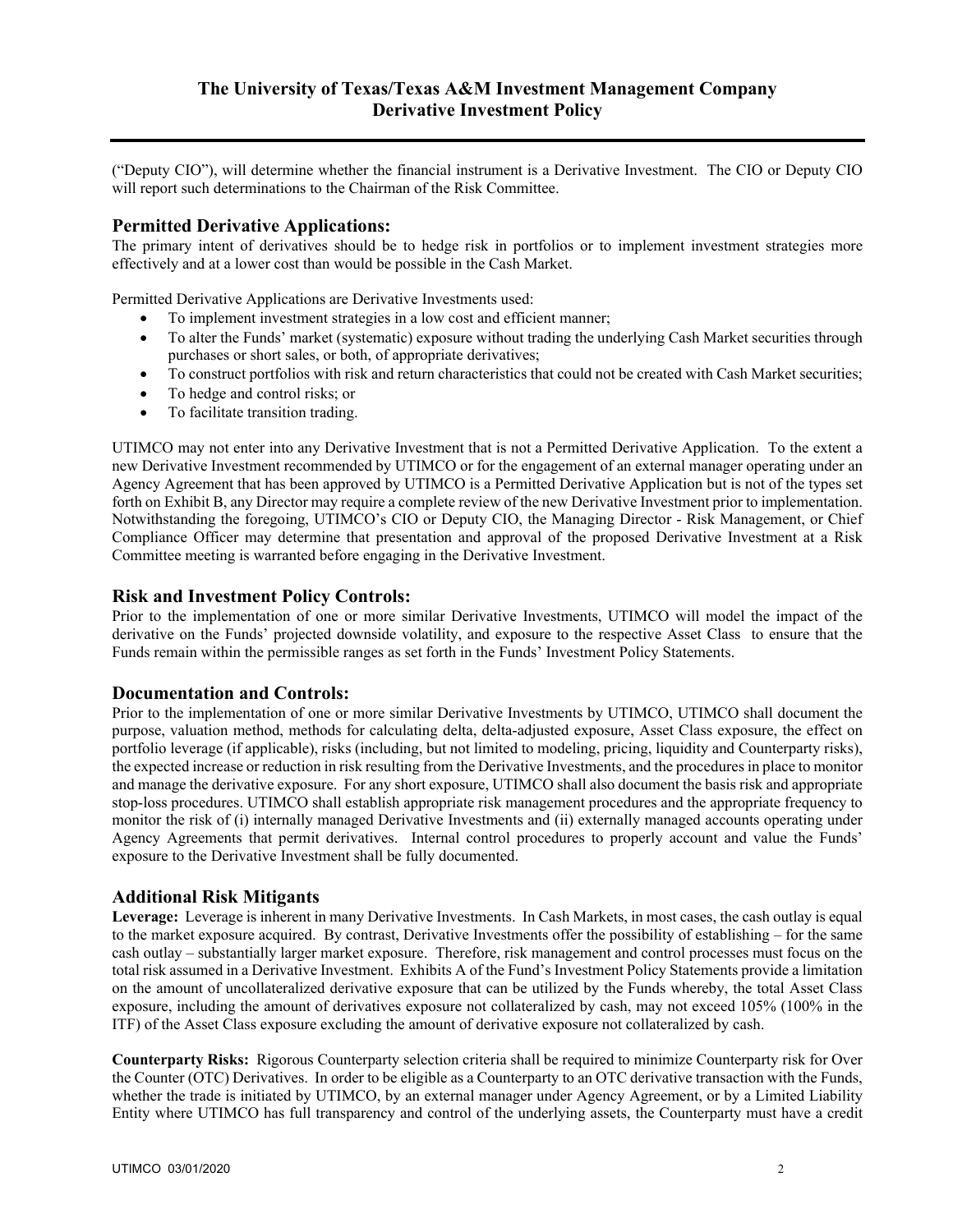("Deputy CIO"), will determine whether the financial instrument is a Derivative Investment. The CIO or Deputy CIO will report such determinations to the Chairman of the Risk Committee.

## Permitted Derivative Applications:

The primary intent of derivatives should be to hedge risk in portfolios or to implement investment strategies more effectively and at a lower cost than would be possible in the Cash Market.

Permitted Derivative Applications are Derivative Investments used:

- To implement investment strategies in a low cost and efficient manner;
- To alter the Funds' market (systematic) exposure without trading the underlying Cash Market securities through purchases or short sales, or both, of appropriate derivatives;
- To construct portfolios with risk and return characteristics that could not be created with Cash Market securities;
- To hedge and control risks; or
- To facilitate transition trading.

UTIMCO may not enter into any Derivative Investment that is not a Permitted Derivative Application. To the extent a new Derivative Investment recommended by UTIMCO or for the engagement of an external manager operating under an Agency Agreement that has been approved by UTIMCO is a Permitted Derivative Application but is not of the types set forth on Exhibit B, any Director may require a complete review of the new Derivative Investment prior to implementation. Notwithstanding the foregoing, UTIMCO's CIO or Deputy CIO, the Managing Director - Risk Management, or Chief Compliance Officer may determine that presentation and approval of the proposed Derivative Investment at a Risk Committee meeting is warranted before engaging in the Derivative Investment.

## Risk and Investment Policy Controls:

Prior to the implementation of one or more similar Derivative Investments, UTIMCO will model the impact of the derivative on the Funds' projected downside volatility, and exposure to the respective Asset Class to ensure that the Funds remain within the permissible ranges as set forth in the Funds' Investment Policy Statements.

## Documentation and Controls:

Prior to the implementation of one or more similar Derivative Investments by UTIMCO, UTIMCO shall document the purpose, valuation method, methods for calculating delta, delta-adjusted exposure, Asset Class exposure, the effect on portfolio leverage (if applicable), risks (including, but not limited to modeling, pricing, liquidity and Counterparty risks), the expected increase or reduction in risk resulting from the Derivative Investments, and the procedures in place to monitor and manage the derivative exposure. For any short exposure, UTIMCO shall also document the basis risk and appropriate stop-loss procedures. UTIMCO shall establish appropriate risk management procedures and the appropriate frequency to monitor the risk of (i) internally managed Derivative Investments and (ii) externally managed accounts operating under Agency Agreements that permit derivatives. Internal control procedures to properly account and value the Funds' exposure to the Derivative Investment shall be fully documented.

## Additional Risk Mitigants

**Leverage:** Leverage is inherent in many Derivative Investments. In Cash Markets, in most cases, the cash outlay is equal to the market exposure acquired. By contrast, Derivative Investments offer the possibility of establishing – for the same cash outlay – substantially larger market exposure. Therefore, risk management and control processes must focus on the total risk assumed in a Derivative Investment. Exhibits A of the Fund's Investment Policy Statements provide a limitation on the amount of uncollateralized derivative exposure that can be utilized by the Funds whereby, the total Asset Class exposure, including the amount of derivatives exposure not collateralized by cash, may not exceed 105% (100% in the ITF) of the Asset Class exposure excluding the amount of derivative exposure not collateralized by cash.

**Counterparty Risks:** Rigorous Counterparty selection criteria shall be required to minimize Counterparty risk for Over the Counter (OTC) Derivatives. In order to be eligible as a Counterparty to an OTC derivative transaction with the Funds, whether the trade is initiated by UTIMCO, by an external manager under Agency Agreement, or by a Limited Liability Entity where UTIMCO has full transparency and control of the underlying assets, the Counterparty must have a credit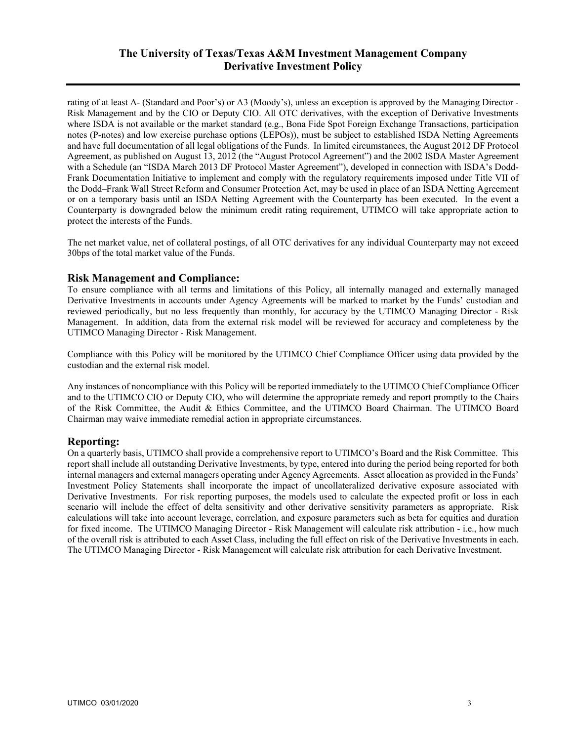rating of at least A- (Standard and Poor's) or A3 (Moody's), unless an exception is approved by the Managing Director - Risk Management and by the CIO or Deputy CIO. All OTC derivatives, with the exception of Derivative Investments where ISDA is not available or the market standard (e.g., Bona Fide Spot Foreign Exchange Transactions, participation notes (P-notes) and low exercise purchase options (LEPOs)), must be subject to established ISDA Netting Agreements and have full documentation of all legal obligations of the Funds. In limited circumstances, the August 2012 DF Protocol Agreement, as published on August 13, 2012 (the "August Protocol Agreement") and the 2002 ISDA Master Agreement with a Schedule (an "ISDA March 2013 DF Protocol Master Agreement"), developed in connection with ISDA's Dodd-Frank Documentation Initiative to implement and comply with the regulatory requirements imposed under Title VII of the Dodd–Frank Wall Street Reform and Consumer Protection Act, may be used in place of an ISDA Netting Agreement or on a temporary basis until an ISDA Netting Agreement with the Counterparty has been executed. In the event a Counterparty is downgraded below the minimum credit rating requirement, UTIMCO will take appropriate action to protect the interests of the Funds.

The net market value, net of collateral postings, of all OTC derivatives for any individual Counterparty may not exceed 30bps of the total market value of the Funds.

## Risk Management and Compliance:

To ensure compliance with all terms and limitations of this Policy, all internally managed and externally managed Derivative Investments in accounts under Agency Agreements will be marked to market by the Funds' custodian and reviewed periodically, but no less frequently than monthly, for accuracy by the UTIMCO Managing Director - Risk Management. In addition, data from the external risk model will be reviewed for accuracy and completeness by the UTIMCO Managing Director - Risk Management.

Compliance with this Policy will be monitored by the UTIMCO Chief Compliance Officer using data provided by the custodian and the external risk model.

Any instances of noncompliance with this Policy will be reported immediately to the UTIMCO Chief Compliance Officer and to the UTIMCO CIO or Deputy CIO, who will determine the appropriate remedy and report promptly to the Chairs of the Risk Committee, the Audit & Ethics Committee, and the UTIMCO Board Chairman. The UTIMCO Board Chairman may waive immediate remedial action in appropriate circumstances.

## Reporting:

On a quarterly basis, UTIMCO shall provide a comprehensive report to UTIMCO's Board and the Risk Committee. This report shall include all outstanding Derivative Investments, by type, entered into during the period being reported for both internal managers and external managers operating under Agency Agreements. Asset allocation as provided in the Funds' Investment Policy Statements shall incorporate the impact of uncollateralized derivative exposure associated with Derivative Investments. For risk reporting purposes, the models used to calculate the expected profit or loss in each scenario will include the effect of delta sensitivity and other derivative sensitivity parameters as appropriate. Risk calculations will take into account leverage, correlation, and exposure parameters such as beta for equities and duration for fixed income. The UTIMCO Managing Director - Risk Management will calculate risk attribution - i.e., how much of the overall risk is attributed to each Asset Class, including the full effect on risk of the Derivative Investments in each. The UTIMCO Managing Director - Risk Management will calculate risk attribution for each Derivative Investment.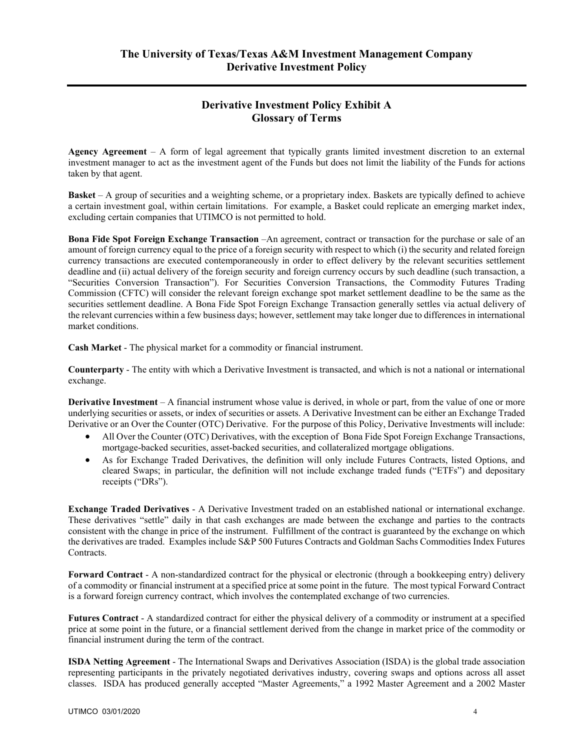## Derivative Investment Policy Exhibit A
## Glossary of Terms

**Agency Agreement** – A form of legal agreement that typically grants limited investment discretion to an external investment manager to act as the investment agent of the Funds but does not limit the liability of the Funds for actions taken by that agent.

**Basket** – A group of securities and a weighting scheme, or a proprietary index. Baskets are typically defined to achieve a certain investment goal, within certain limitations. For example, a Basket could replicate an emerging market index, excluding certain companies that UTIMCO is not permitted to hold.

**Bona Fide Spot Foreign Exchange Transaction** –An agreement, contract or transaction for the purchase or sale of an amount of foreign currency equal to the price of a foreign security with respect to which (i) the security and related foreign currency transactions are executed contemporaneously in order to effect delivery by the relevant securities settlement deadline and (ii) actual delivery of the foreign security and foreign currency occurs by such deadline (such transaction, a "Securities Conversion Transaction"). For Securities Conversion Transactions, the Commodity Futures Trading Commission (CFTC) will consider the relevant foreign exchange spot market settlement deadline to be the same as the securities settlement deadline. A Bona Fide Spot Foreign Exchange Transaction generally settles via actual delivery of the relevant currencies within a few business days; however, settlement may take longer due to differences in international market conditions.

**Cash Market** - The physical market for a commodity or financial instrument.

**Counterparty** - The entity with which a Derivative Investment is transacted, and which is not a national or international exchange.

**Derivative Investment** – A financial instrument whose value is derived, in whole or part, from the value of one or more underlying securities or assets, or index of securities or assets. A Derivative Investment can be either an Exchange Traded Derivative or an Over the Counter (OTC) Derivative. For the purpose of this Policy, Derivative Investments will include:

- All Over the Counter (OTC) Derivatives, with the exception of Bona Fide Spot Foreign Exchange Transactions, mortgage-backed securities, asset-backed securities, and collateralized mortgage obligations.
- As for Exchange Traded Derivatives, the definition will only include Futures Contracts, listed Options, and cleared Swaps; in particular, the definition will not include exchange traded funds ("ETFs") and depositary receipts ("DRs").

**Exchange Traded Derivatives** - A Derivative Investment traded on an established national or international exchange. These derivatives "settle" daily in that cash exchanges are made between the exchange and parties to the contracts consistent with the change in price of the instrument. Fulfillment of the contract is guaranteed by the exchange on which the derivatives are traded. Examples include S&P 500 Futures Contracts and Goldman Sachs Commodities Index Futures Contracts.

**Forward Contract** - A non-standardized contract for the physical or electronic (through a bookkeeping entry) delivery of a commodity or financial instrument at a specified price at some point in the future. The most typical Forward Contract is a forward foreign currency contract, which involves the contemplated exchange of two currencies.

**Futures Contract** - A standardized contract for either the physical delivery of a commodity or instrument at a specified price at some point in the future, or a financial settlement derived from the change in market price of the commodity or financial instrument during the term of the contract.

**ISDA Netting Agreement** - The International Swaps and Derivatives Association (ISDA) is the global trade association representing participants in the privately negotiated derivatives industry, covering swaps and options across all asset classes. ISDA has produced generally accepted "Master Agreements," a 1992 Master Agreement and a 2002 Master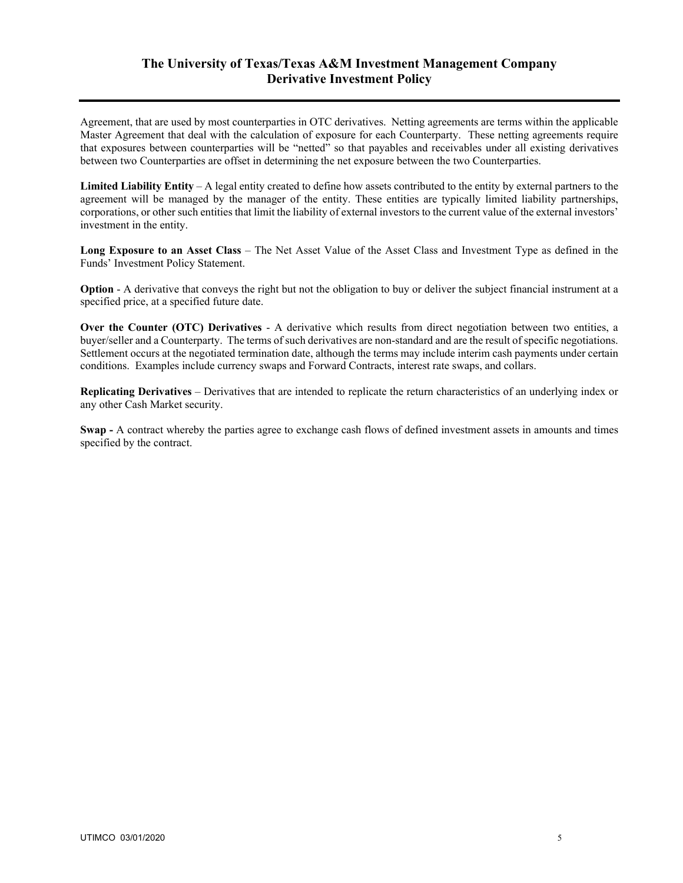Agreement, that are used by most counterparties in OTC derivatives. Netting agreements are terms within the applicable Master Agreement that deal with the calculation of exposure for each Counterparty. These netting agreements require that exposures between counterparties will be "netted" so that payables and receivables under all existing derivatives between two Counterparties are offset in determining the net exposure between the two Counterparties.

**Limited Liability Entity** – A legal entity created to define how assets contributed to the entity by external partners to the agreement will be managed by the manager of the entity. These entities are typically limited liability partnerships, corporations, or other such entities that limit the liability of external investors to the current value of the external investors' investment in the entity.

**Long Exposure to an Asset Class** – The Net Asset Value of the Asset Class and Investment Type as defined in the Funds' Investment Policy Statement.

**Option** - A derivative that conveys the right but not the obligation to buy or deliver the subject financial instrument at a specified price, at a specified future date.

**Over the Counter (OTC) Derivatives** - A derivative which results from direct negotiation between two entities, a buyer/seller and a Counterparty. The terms of such derivatives are non-standard and are the result of specific negotiations. Settlement occurs at the negotiated termination date, although the terms may include interim cash payments under certain conditions. Examples include currency swaps and Forward Contracts, interest rate swaps, and collars.

**Replicating Derivatives** – Derivatives that are intended to replicate the return characteristics of an underlying index or any other Cash Market security.

**Swap -** A contract whereby the parties agree to exchange cash flows of defined investment assets in amounts and times specified by the contract.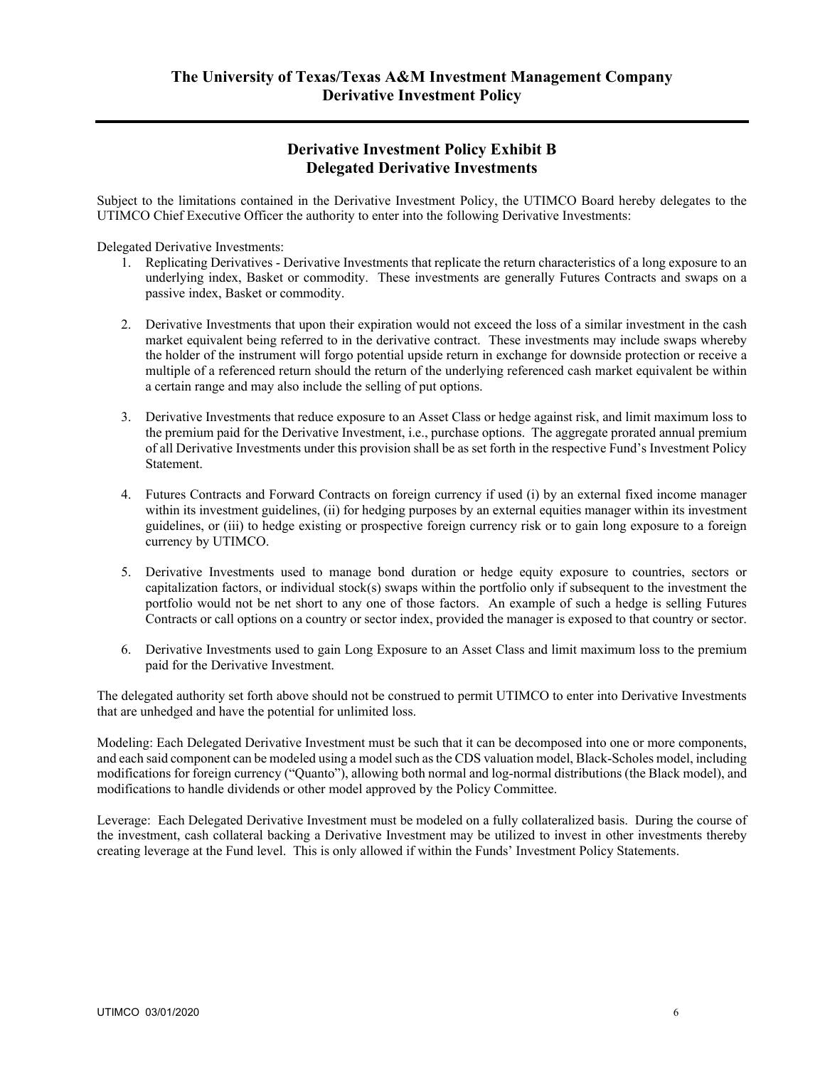## Derivative Investment Policy Exhibit B
## Delegated Derivative Investments

Subject to the limitations contained in the Derivative Investment Policy, the UTIMCO Board hereby delegates to the UTIMCO Chief Executive Officer the authority to enter into the following Derivative Investments:

Delegated Derivative Investments:

1. Replicating Derivatives - Derivative Investments that replicate the return characteristics of a long exposure to an underlying index, Basket or commodity. These investments are generally Futures Contracts and swaps on a passive index, Basket or commodity.

2. Derivative Investments that upon their expiration would not exceed the loss of a similar investment in the cash market equivalent being referred to in the derivative contract. These investments may include swaps whereby the holder of the instrument will forgo potential upside return in exchange for downside protection or receive a multiple of a referenced return should the return of the underlying referenced cash market equivalent be within a certain range and may also include the selling of put options.

3. Derivative Investments that reduce exposure to an Asset Class or hedge against risk, and limit maximum loss to the premium paid for the Derivative Investment, i.e., purchase options. The aggregate prorated annual premium of all Derivative Investments under this provision shall be as set forth in the respective Fund's Investment Policy Statement.

4. Futures Contracts and Forward Contracts on foreign currency if used (i) by an external fixed income manager within its investment guidelines, (ii) for hedging purposes by an external equities manager within its investment guidelines, or (iii) to hedge existing or prospective foreign currency risk or to gain long exposure to a foreign currency by UTIMCO.

5. Derivative Investments used to manage bond duration or hedge equity exposure to countries, sectors or capitalization factors, or individual stock(s) swaps within the portfolio only if subsequent to the investment the portfolio would not be net short to any one of those factors. An example of such a hedge is selling Futures Contracts or call options on a country or sector index, provided the manager is exposed to that country or sector.

6. Derivative Investments used to gain Long Exposure to an Asset Class and limit maximum loss to the premium paid for the Derivative Investment.

The delegated authority set forth above should not be construed to permit UTIMCO to enter into Derivative Investments that are unhedged and have the potential for unlimited loss.

Modeling: Each Delegated Derivative Investment must be such that it can be decomposed into one or more components, and each said component can be modeled using a model such as the CDS valuation model, Black-Scholes model, including modifications for foreign currency ("Quanto"), allowing both normal and log-normal distributions (the Black model), and modifications to handle dividends or other model approved by the Policy Committee.

Leverage: Each Delegated Derivative Investment must be modeled on a fully collateralized basis. During the course of the investment, cash collateral backing a Derivative Investment may be utilized to invest in other investments thereby creating leverage at the Fund level. This is only allowed if within the Funds' Investment Policy Statements.